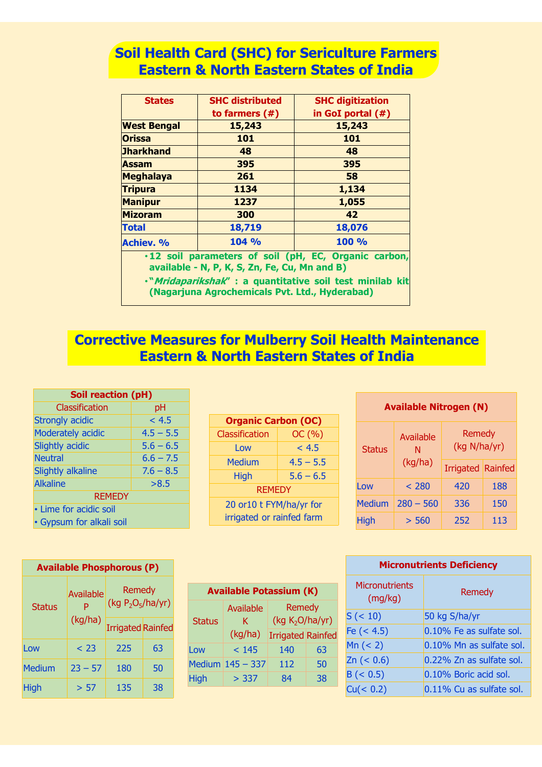# Soil Health Card (SHC) for Sericulture Farmers Eastern & North Eastern States of India

| States | SHC distributed to farmers (#) | SHC digitization in GoI portal (#) |
|---|---|---|
| West Bengal | 15,243 | 15,243 |
| Orissa | 101 | 101 |
| Jharkhand | 48 | 48 |
| Assam | 395 | 395 |
| Meghalaya | 261 | 58 |
| Tripura | 1134 | 1,134 |
| Manipur | 1237 | 1,055 |
| Mizoram | 300 | 42 |
| **Total** | **18,719** | **18,076** |
| **Achiev. %** | **104 %** | **100 %** |

- **12 soil parameters of soil (pH, EC, Organic carbon, available - N, P, K, S, Zn, Fe, Cu, Mn and B)**
- **"*Mridaparikshak*" : a quantitative soil test minilab kit (Nagarjuna Agrochemicals Pvt. Ltd., Hyderabad)**

# Corrective Measures for Mulberry Soil Health Maintenance Eastern & North Eastern States of India

**Soil reaction (pH)**

| Classification | pH |
|---|---|
| Strongly acidic | < 4.5 |
| Moderately acidic | 4.5 – 5.5 |
| Slightly acidic | 5.6 – 6.5 |
| Neutral | 6.6 – 7.5 |
| Slightly alkaline | 7.6 – 8.5 |
| Alkaline | >8.5 |

REMEDY
- Lime for acidic soil
- Gypsum for alkali soil

**Organic Carbon (OC)**

| Classification | OC (%) |
|---|---|
| Low | < 4.5 |
| Medium | 4.5 – 5.5 |
| High | 5.6 – 6.5 |

REMEDY

20 or10 t FYM/ha/yr for irrigated or rainfed farm

**Available Nitrogen (N)**

| Status | Available N (kg/ha) | Remedy (kg N/ha/yr) | |
|---|---|---|---|
| | | Irrigated | Rainfed |
| Low | < 280 | 420 | 188 |
| Medium | 280 – 560 | 336 | 150 |
| High | > 560 | 252 | 113 |

**Available Phosphorous (P)**

| Status | Available P (kg/ha) | Remedy (kg $P_2O_5$/ha/yr) | |
|---|---|---|---|
| | | Irrigated | Rainfed |
| Low | < 23 | 225 | 63 |
| Medium | 23 – 57 | 180 | 50 |
| High | > 57 | 135 | 38 |

**Available Potassium (K)**

| Status | Available K (kg/ha) | Remedy (kg $K_2O$/ha/yr) | |
|---|---|---|---|
| | | Irrigated | Rainfed |
| Low | < 145 | 140 | 63 |
| Medium | 145 – 337 | 112 | 50 |
| High | > 337 | 84 | 38 |

**Micronutrients Deficiency**

| Micronutrients (mg/kg) | Remedy |
|---|---|
| S (< 10) | 50 kg S/ha/yr |
| Fe (< 4.5) | 0.10% Fe as sulfate sol. |
| Mn (< 2) | 0.10% Mn as sulfate sol. |
| Zn (< 0.6) | 0.22% Zn as sulfate sol. |
| B (< 0.5) | 0.10% Boric acid sol. |
| Cu(< 0.2) | 0.11% Cu as sulfate sol. |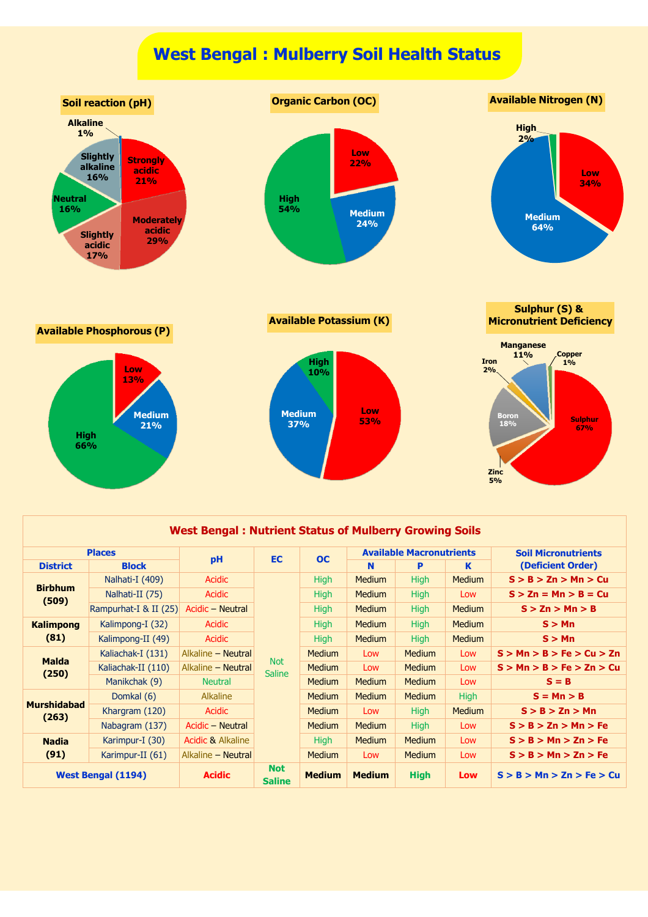# West Bengal : Mulberry Soil Health Status

**Soil reaction (pH)**

Alkaline 1%; Slightly alkaline 16%; Strongly acidic 21%; Neutral 16%; Moderately acidic 29%; Slightly acidic 17%

**Organic Carbon (OC)**

Low 22%; Medium 24%; High 54%

**Available Nitrogen (N)**

High 2%; Low 34%; Medium 64%

**Available Phosphorous (P)**

Low 13%; Medium 21%; High 66%

**Available Potassium (K)**

High 10%; Medium 37%; Low 53%

**Sulphur (S) & Micronutrient Deficiency**

Manganese 11%; Copper 1%; Iron 2%; Boron 18%; Sulphur 67%; Zinc 5%

## West Bengal : Nutrient Status of Mulberry Growing Soils

| Places | | pH | EC | OC | Available Macronutrients | | | Soil Micronutrients (Deficient Order) |
|---|---|---|---|---|---|---|---|---|
| District | Block | | | | N | P | K | |
| Birbhum (509) | Nalhati-I (409) | Acidic | Not Saline | High | Medium | High | Medium | S > B > Zn > Mn > Cu |
| | Nalhati-II (75) | Acidic | | High | Medium | High | Low | S > Zn = Mn > B = Cu |
| | Rampurhat-I & II (25) | Acidic – Neutral | | High | Medium | High | Medium | S > Zn > Mn > B |
| Kalimpong (81) | Kalimpong-I (32) | Acidic | | High | Medium | High | Medium | S > Mn |
| | Kalimpong-II (49) | Acidic | | High | Medium | High | Medium | S > Mn |
| Malda (250) | Kaliachak-I (131) | Alkaline – Neutral | | Medium | Low | Medium | Low | S > Mn > B > Fe > Cu > Zn |
| | Kaliachak-II (110) | Alkaline – Neutral | | Medium | Low | Medium | Low | S > Mn > B > Fe > Zn > Cu |
| | Manikchak (9) | Neutral | | Medium | Medium | Medium | Low | S = B |
| Murshidabad (263) | Domkal (6) | Alkaline | | Medium | Medium | Medium | High | S = Mn > B |
| | Khargram (120) | Acidic | | Medium | Low | High | Medium | S > B > Zn > Mn |
| | Nabagram (137) | Acidic – Neutral | | Medium | Medium | High | Low | S > B > Zn > Mn > Fe |
| Nadia (91) | Karimpur-I (30) | Acidic & Alkaline | | High | Medium | Medium | Low | S > B > Mn > Zn > Fe |
| | Karimpur-II (61) | Alkaline – Neutral | | Medium | Low | Medium | Low | S > B > Mn > Zn > Fe |
| **West Bengal (1194)** | | **Acidic** | **Not Saline** | **Medium** | **Medium** | **High** | **Low** | **S > B > Mn > Zn > Fe > Cu** |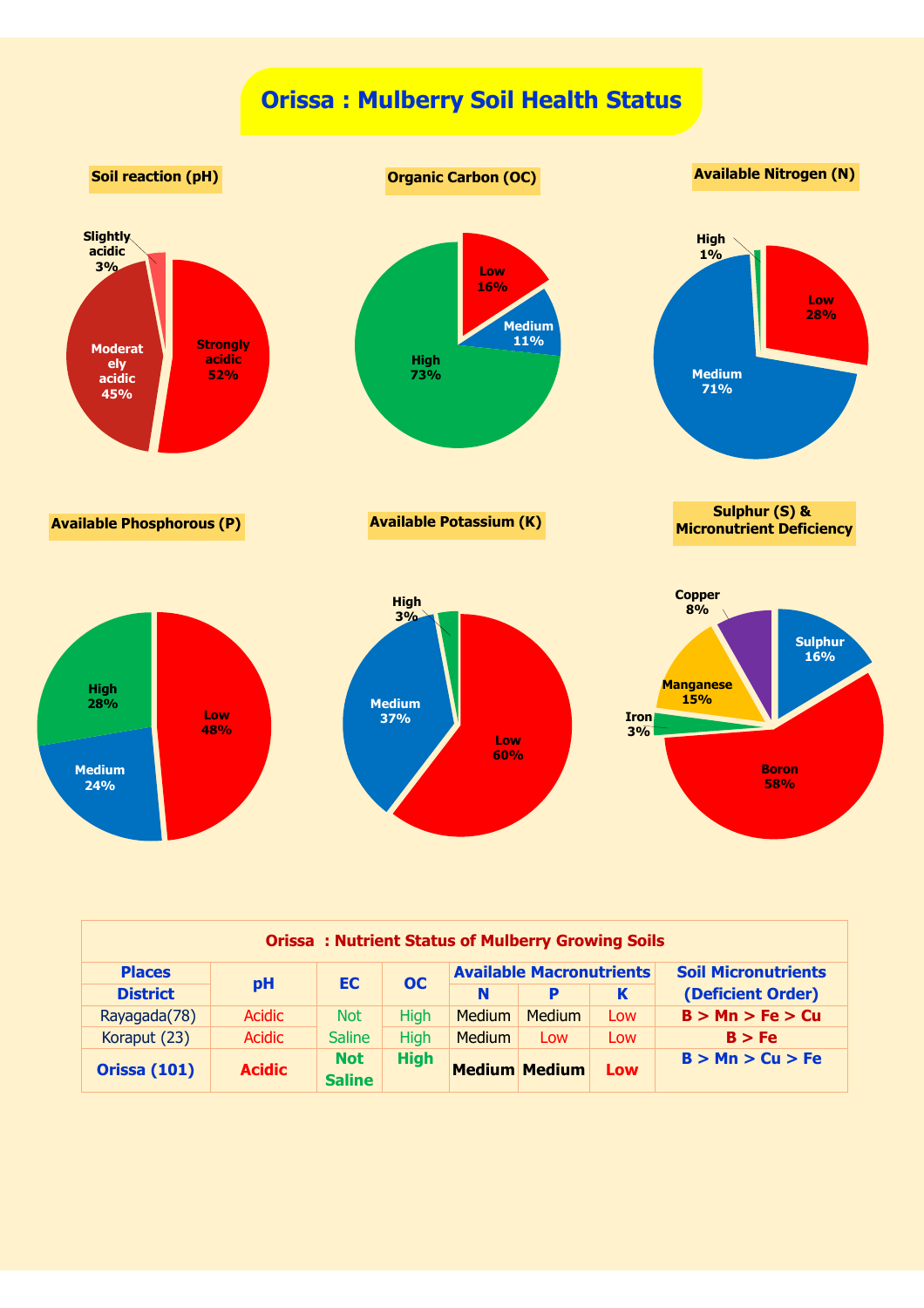# Orissa : Mulberry Soil Health Status

**Soil reaction (pH)**

- Strongly acidic 52%
- Moderately acidic 45%
- Slightly acidic 3%

**Organic Carbon (OC)**

- Low 16%
- Medium 11%
- High 73%

**Available Nitrogen (N)**

- Low 28%
- Medium 71%
- High 1%

**Available Phosphorous (P)**

- Low 48%
- Medium 24%
- High 28%

**Available Potassium (K)**

- Low 60%
- Medium 37%
- High 3%

**Sulphur (S) & Micronutrient Deficiency**

- Sulphur 16%
- Boron 58%
- Iron 3%
- Manganese 15%
- Copper 8%

**Orissa : Nutrient Status of Mulberry Growing Soils**

| Places | pH | EC | OC | Available Macronutrients | | | Soil Micronutrients |
|---|---|---|---|---|---|---|---|
| District | | | | N | P | K | (Deficient Order) |
| Rayagada(78) | Acidic | Not | High | Medium | Medium | Low | B > Mn > Fe > Cu |
| Koraput (23) | Acidic | Saline | High | Medium | Low | Low | B > Fe |
| **Orissa (101)** | **Acidic** | **Not Saline** | **High** | **Medium** | **Medium** | **Low** | **B > Mn > Cu > Fe** |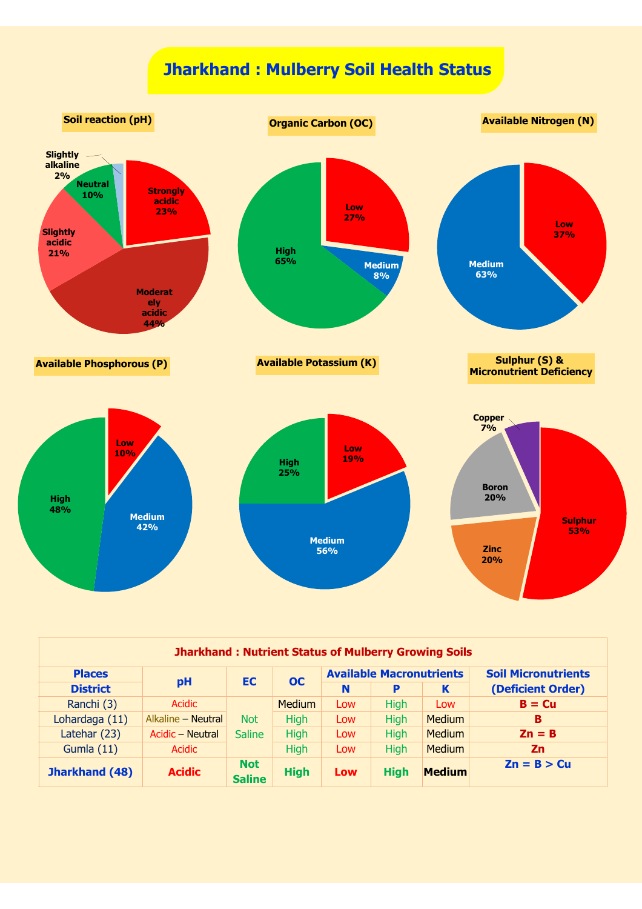# Jharkhand : Mulberry Soil Health Status

**Soil reaction (pH)**

Strongly acidic 23%
Moderately acidic 44%
Slightly acidic 21%
Neutral 10%
Slightly alkaline 2%

**Organic Carbon (OC)**

Low 27%
Medium 8%
High 65%

**Available Nitrogen (N)**

Low 37%
Medium 63%

**Available Phosphorous (P)**

Low 10%
Medium 42%
High 48%

**Available Potassium (K)**

Low 19%
Medium 56%
High 25%

**Sulphur (S) & Micronutrient Deficiency**

Sulphur 53%
Zinc 20%
Boron 20%
Copper 7%

**Jharkhand : Nutrient Status of Mulberry Growing Soils**

| Places | pH | EC | OC | Available Macronutrients | | | Soil Micronutrients |
|---|---|---|---|---|---|---|---|
| District | | | | N | P | K | (Deficient Order) |
| Ranchi (3) | Acidic | Not Saline | Medium | Low | High | Low | B = Cu |
| Lohardaga (11) | Alkaline – Neutral | | High | Low | High | Medium | B |
| Latehar (23) | Acidic – Neutral | | High | Low | High | Medium | Zn = B |
| Gumla (11) | Acidic | | High | Low | High | Medium | Zn |
| **Jharkhand (48)** | **Acidic** | **Not Saline** | **High** | **Low** | **High** | **Medium** | **Zn = B > Cu** |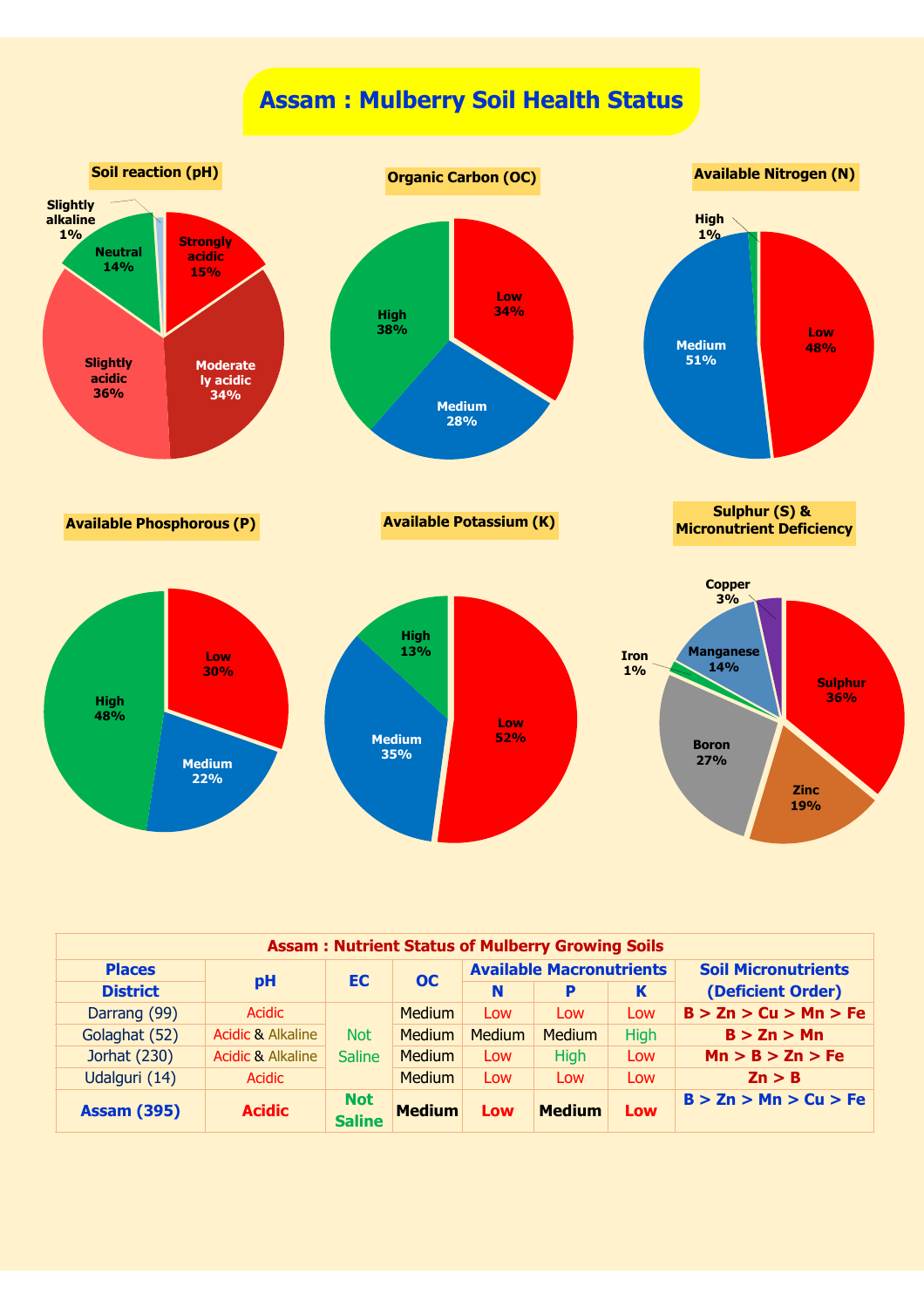# Assam : Mulberry Soil Health Status

**Soil reaction (pH)**

Strongly acidic 15%, Moderately acidic 34%, Slightly acidic 36%, Neutral 14%, Slightly alkaline 1%

**Organic Carbon (OC)**

Low 34%, Medium 28%, High 38%

**Available Nitrogen (N)**

Low 48%, Medium 51%, High 1%

**Available Phosphorous (P)**

Low 30%, Medium 22%, High 48%

**Available Potassium (K)**

Low 52%, Medium 35%, High 13%

**Sulphur (S) & Micronutrient Deficiency**

Sulphur 36%, Zinc 19%, Boron 27%, Iron 1%, Manganese 14%, Copper 3%

| Assam : Nutrient Status of Mulberry Growing Soils | | | | | | | |
|---|---|---|---|---|---|---|---|
| Places | pH | EC | OC | Available Macronutrients | | | Soil Micronutrients |
| District | | | | N | P | K | (Deficient Order) |
| Darrang (99) | Acidic | Not Saline | Medium | Low | Low | Low | B > Zn > Cu > Mn > Fe |
| Golaghat (52) | Acidic & Alkaline | | Medium | Medium | Medium | High | B > Zn > Mn |
| Jorhat (230) | Acidic & Alkaline | | Medium | Low | High | Low | Mn > B > Zn > Fe |
| Udalguri (14) | Acidic | | Medium | Low | Low | Low | Zn > B |
| **Assam (395)** | **Acidic** | **Not Saline** | **Medium** | **Low** | **Medium** | **Low** | **B > Zn > Mn > Cu > Fe** |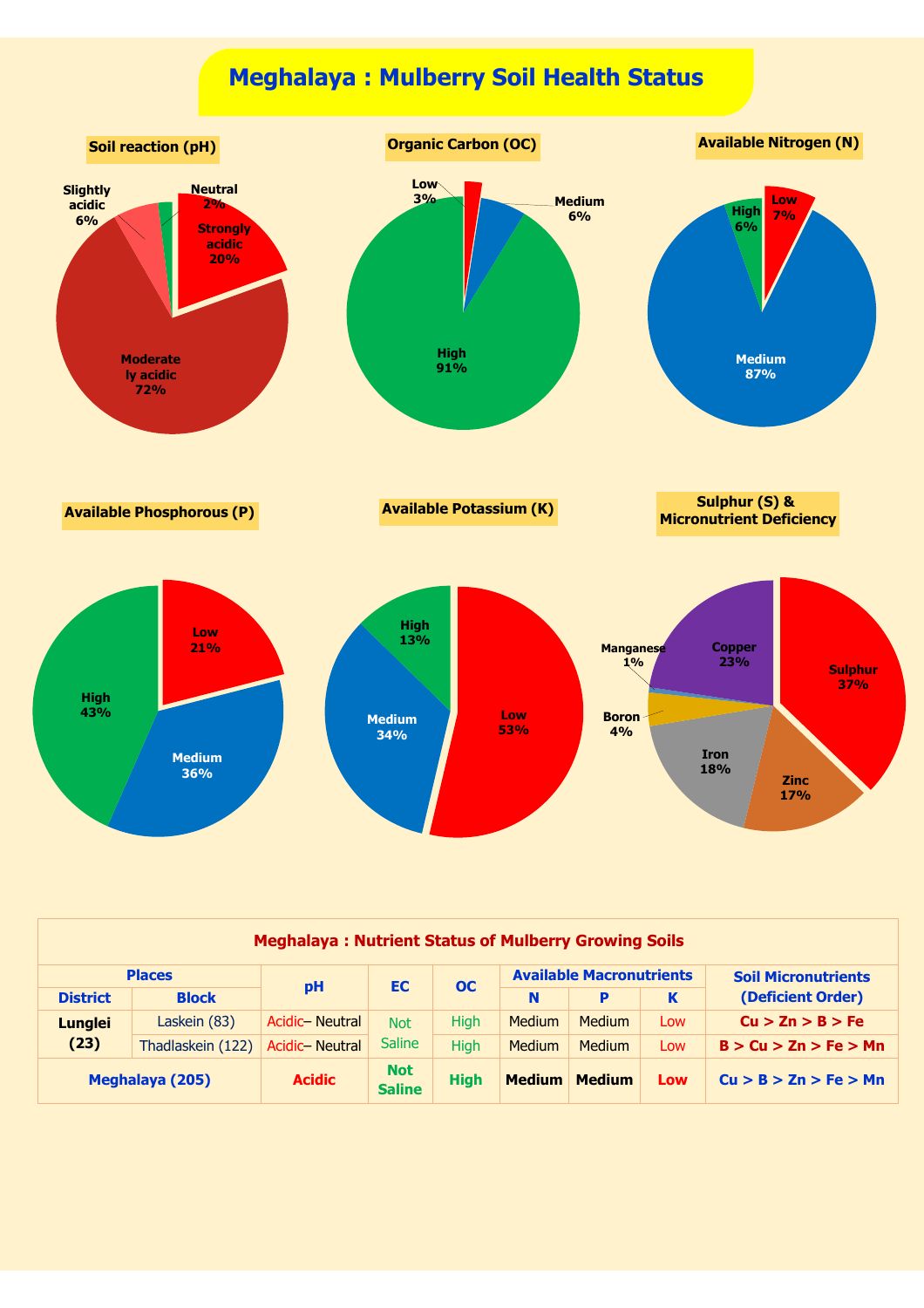# Meghalaya : Mulberry Soil Health Status

**Soil reaction (pH)**

- Strongly acidic 20%
- Moderately acidic 72%
- Slightly acidic 6%
- Neutral 2%

**Organic Carbon (OC)**

- Low 3%
- Medium 6%
- High 91%

**Available Nitrogen (N)**

- Low 7%
- Medium 87%
- High 6%

**Available Phosphorous (P)**

- Low 21%
- Medium 36%
- High 43%

**Available Potassium (K)**

- Low 53%
- Medium 34%
- High 13%

**Sulphur (S) & Micronutrient Deficiency**

- Sulphur 37%
- Zinc 17%
- Iron 18%
- Boron 4%
- Manganese 1%
- Copper 23%

**Meghalaya : Nutrient Status of Mulberry Growing Soils**

| Places (District) | Places (Block) | pH | EC | OC | Available Macronutrients N | Available Macronutrients P | Available Macronutrients K | Soil Micronutrients (Deficient Order) |
|---|---|---|---|---|---|---|---|---|
| Lunglei (23) | Laskein (83) | Acidic– Neutral | Not Saline | High | Medium | Medium | Low | Cu > Zn > B > Fe |
| | Thadlaskein (122) | Acidic– Neutral | | High | Medium | Medium | Low | B > Cu > Zn > Fe > Mn |
| Meghalaya (205) | | Acidic | Not Saline | High | Medium | Medium | Low | Cu > B > Zn > Fe > Mn |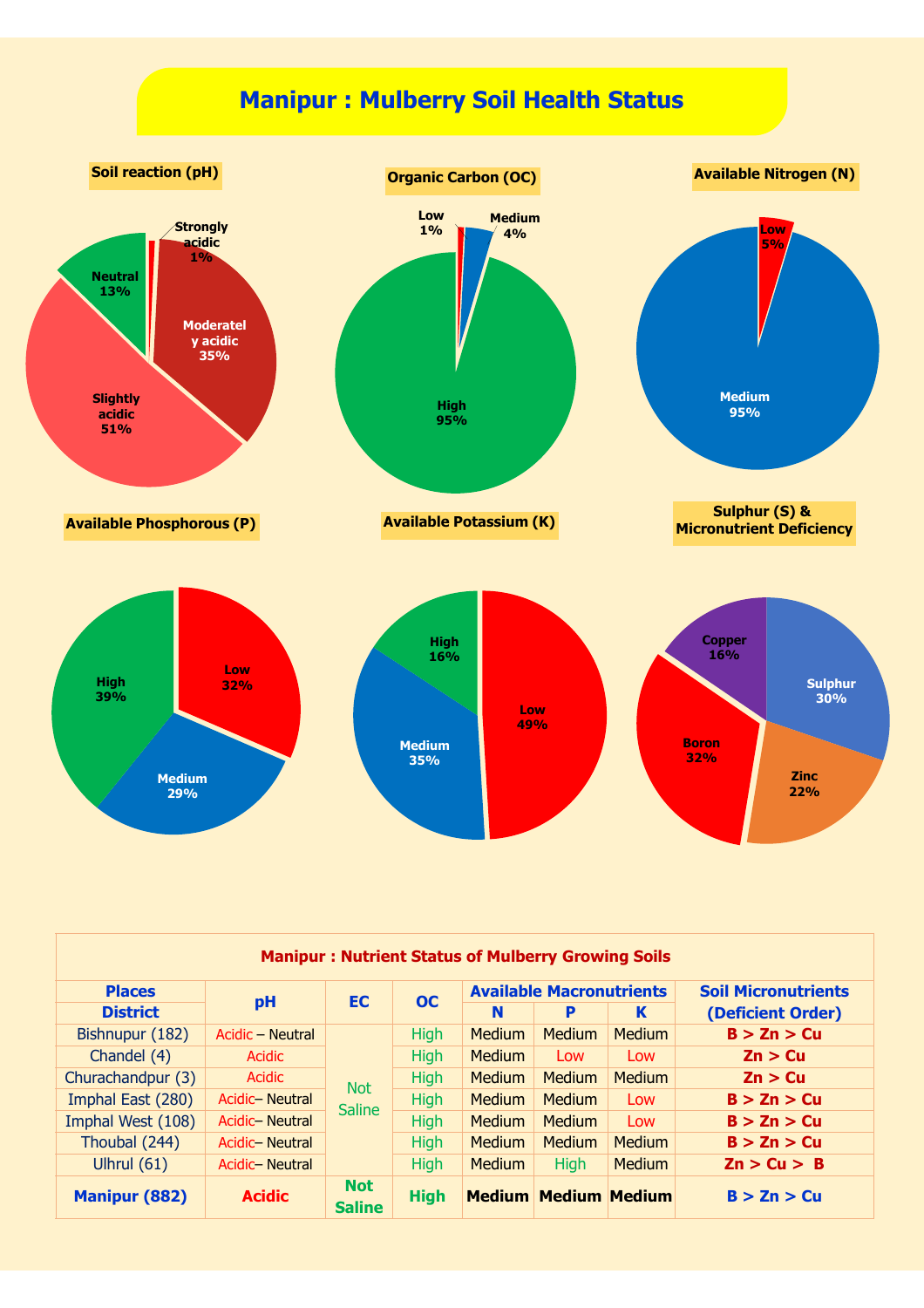# Manipur : Mulberry Soil Health Status

**Soil reaction (pH)**

- Strongly acidic 1%
- Moderately acidic 35%
- Slightly acidic 51%
- Neutral 13%

**Organic Carbon (OC)**

- Low 1%
- Medium 4%
- High 95%

**Available Nitrogen (N)**

- Low 5%
- Medium 95%

**Available Phosphorous (P)**

- Low 32%
- Medium 29%
- High 39%

**Available Potassium (K)**

- Low 49%
- Medium 35%
- High 16%

**Sulphur (S) & Micronutrient Deficiency**

- Sulphur 30%
- Zinc 22%
- Boron 32%
- Copper 16%

**Manipur : Nutrient Status of Mulberry Growing Soils**

| Places District | pH | EC | OC | Available Macronutrients | | | Soil Micronutrients (Deficient Order) |
|---|---|---|---|---|---|---|---|
| | | | | N | P | K | |
| Bishnupur (182) | Acidic – Neutral | Not Saline | High | Medium | Medium | Medium | B > Zn > Cu |
| Chandel (4) | Acidic | | High | Medium | Low | Low | Zn > Cu |
| Churachandpur (3) | Acidic | | High | Medium | Medium | Medium | Zn > Cu |
| Imphal East (280) | Acidic– Neutral | | High | Medium | Medium | Low | B > Zn > Cu |
| Imphal West (108) | Acidic– Neutral | | High | Medium | Medium | Low | B > Zn > Cu |
| Thoubal (244) | Acidic– Neutral | | High | Medium | Medium | Medium | B > Zn > Cu |
| Ulhrul (61) | Acidic– Neutral | | High | Medium | High | Medium | Zn > Cu > B |
| **Manipur (882)** | **Acidic** | **Not Saline** | **High** | **Medium** | **Medium** | **Medium** | **B > Zn > Cu** |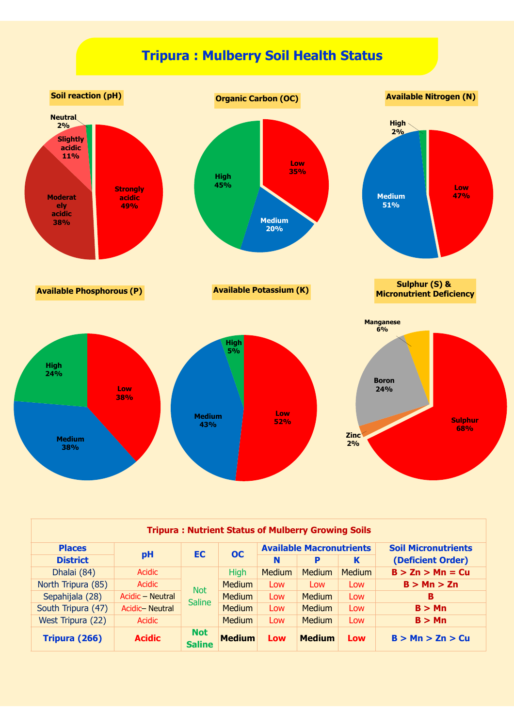# Tripura : Mulberry Soil Health Status

**Soil reaction (pH)**

- Strongly acidic 49%
- Moderately acidic 38%
- Slightly acidic 11%
- Neutral 2%

**Organic Carbon (OC)**

- Low 35%
- Medium 20%
- High 45%

**Available Nitrogen (N)**

- Low 47%
- Medium 51%
- High 2%

**Available Phosphorous (P)**

- Low 38%
- Medium 38%
- High 24%

**Available Potassium (K)**

- Low 52%
- Medium 43%
- High 5%

**Sulphur (S) & Micronutrient Deficiency**

- Sulphur 68%
- Zinc 2%
- Boron 24%
- Manganese 6%

**Tripura : Nutrient Status of Mulberry Growing Soils**

| Places District | pH | EC | OC | Available Macronutrients N | P | K | Soil Micronutrients (Deficient Order) |
|---|---|---|---|---|---|---|---|
| Dhalai (84) | Acidic | Not Saline | High | Medium | Medium | Medium | B > Zn > Mn = Cu |
| North Tripura (85) | Acidic | | Medium | Low | Low | Low | B > Mn > Zn |
| Sepahijala (28) | Acidic – Neutral | | Medium | Low | Medium | Low | B |
| South Tripura (47) | Acidic– Neutral | | Medium | Low | Medium | Low | B > Mn |
| West Tripura (22) | Acidic | | Medium | Low | Medium | Low | B > Mn |
| **Tripura (266)** | **Acidic** | **Not Saline** | **Medium** | **Low** | **Medium** | **Low** | **B > Mn > Zn > Cu** |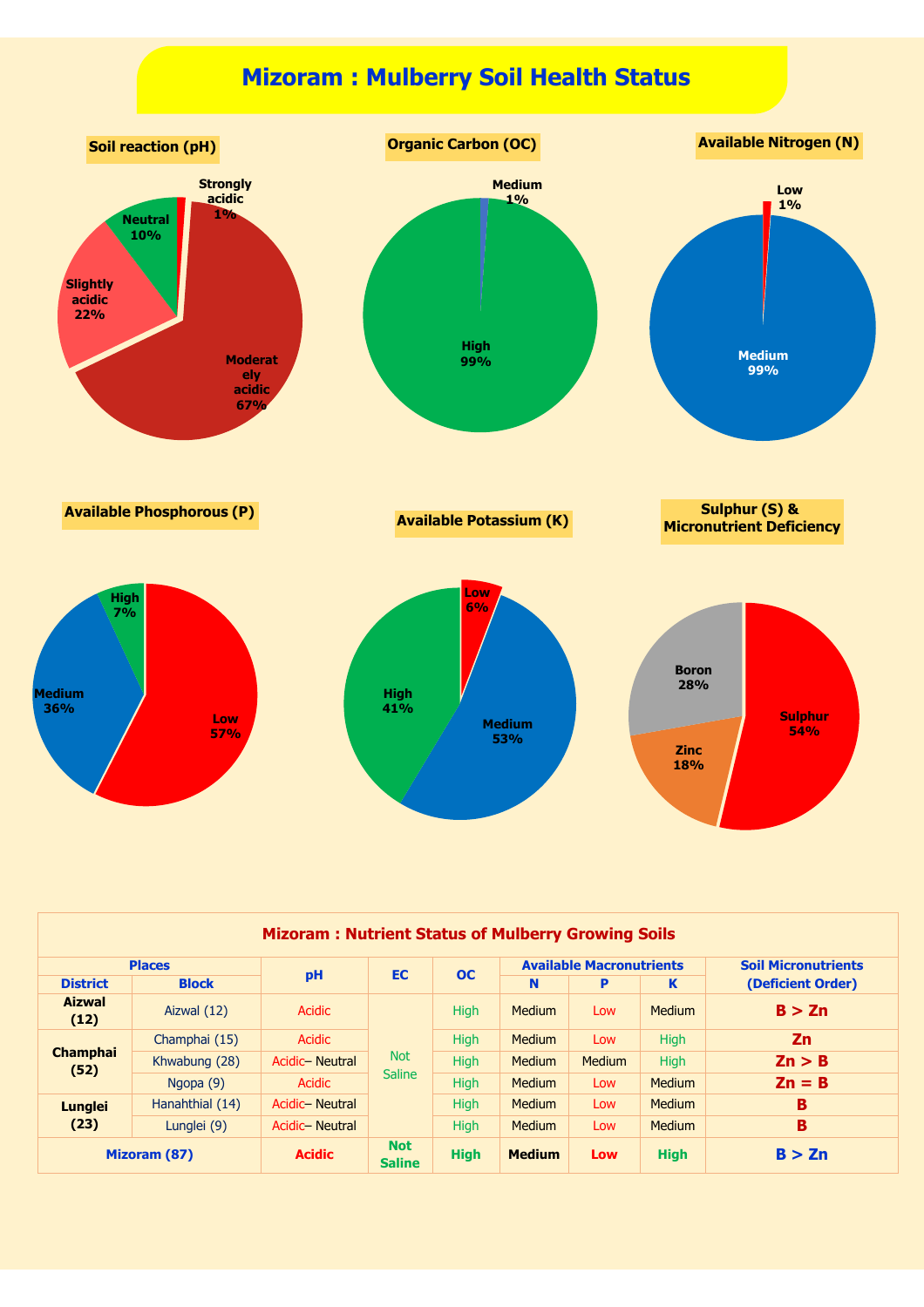# Mizoram : Mulberry Soil Health Status

**Soil reaction (pH)**

Strongly acidic 1%
Neutral 10%
Slightly acidic 22%
Moderately acidic 67%

**Organic Carbon (OC)**

Medium 1%
High 99%

**Available Nitrogen (N)**

Low 1%
Medium 99%

**Available Phosphorous (P)**

High 7%
Medium 36%
Low 57%

**Available Potassium (K)**

Low 6%
High 41%
Medium 53%

**Sulphur (S) & Micronutrient Deficiency**

Boron 28%
Zinc 18%
Sulphur 54%

**Mizoram : Nutrient Status of Mulberry Growing Soils**

| Places | | pH | EC | OC | Available Macronutrients | | | Soil Micronutrients (Deficient Order) |
|---|---|---|---|---|---|---|---|---|
| District | Block | | | | N | P | K | |
| Aizwal (12) | Aizwal (12) | Acidic | Not Saline | High | Medium | Low | Medium | B > Zn |
| Champhai (52) | Champhai (15) | Acidic | | High | Medium | Low | High | Zn |
| | Khwabung (28) | Acidic– Neutral | | High | Medium | Medium | High | Zn > B |
| | Ngopa (9) | Acidic | | High | Medium | Low | Medium | Zn = B |
| Lunglei (23) | Hanahthial (14) | Acidic– Neutral | | High | Medium | Low | Medium | B |
| | Lunglei (9) | Acidic– Neutral | | High | Medium | Low | Medium | B |
| Mizoram (87) | | Acidic | Not Saline | High | Medium | Low | High | B > Zn |